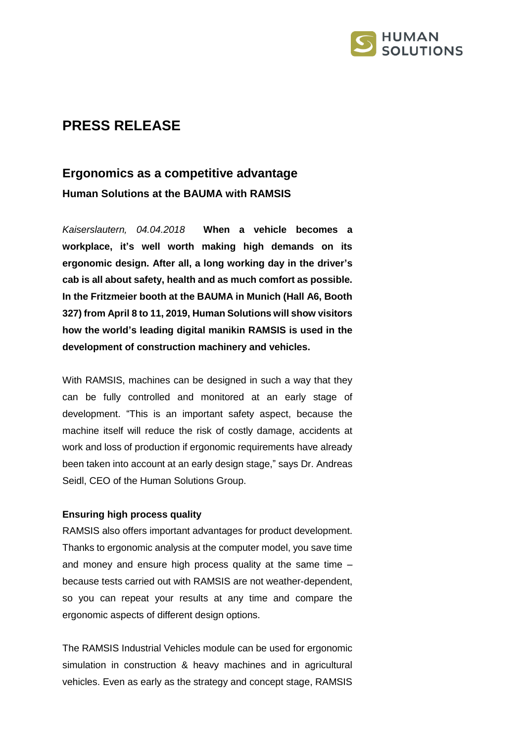# PRESS RELEASE

## Ergonomics as a competitive advantage

**Human Solutions at the BAUMA with RAMSIS**

*Kaiserslautern, 04.04.2018* **When a vehicle becomes a workplace, it's well worth making high demands on its ergonomic design. After all, a long working day in the driver's cab is all about safety, health and as much comfort as possible. In the Fritzmeier booth at the BAUMA in Munich (Hall A6, Booth 327) from April 8 to 11, 2019, Human Solutions will show visitors how the world's leading digital manikin RAMSIS is used in the development of construction machinery and vehicles.**

With RAMSIS, machines can be designed in such a way that they can be fully controlled and monitored at an early stage of development. "This is an important safety aspect, because the machine itself will reduce the risk of costly damage, accidents at work and loss of production if ergonomic requirements have already been taken into account at an early design stage," says Dr. Andreas Seidl, CEO of the Human Solutions Group.

**Ensuring high process quality**

RAMSIS also offers important advantages for product development. Thanks to ergonomic analysis at the computer model, you save time and money and ensure high process quality at the same time – because tests carried out with RAMSIS are not weather-dependent, so you can repeat your results at any time and compare the ergonomic aspects of different design options.

The RAMSIS Industrial Vehicles module can be used for ergonomic simulation in construction & heavy machines and in agricultural vehicles. Even as early as the strategy and concept stage, RAMSIS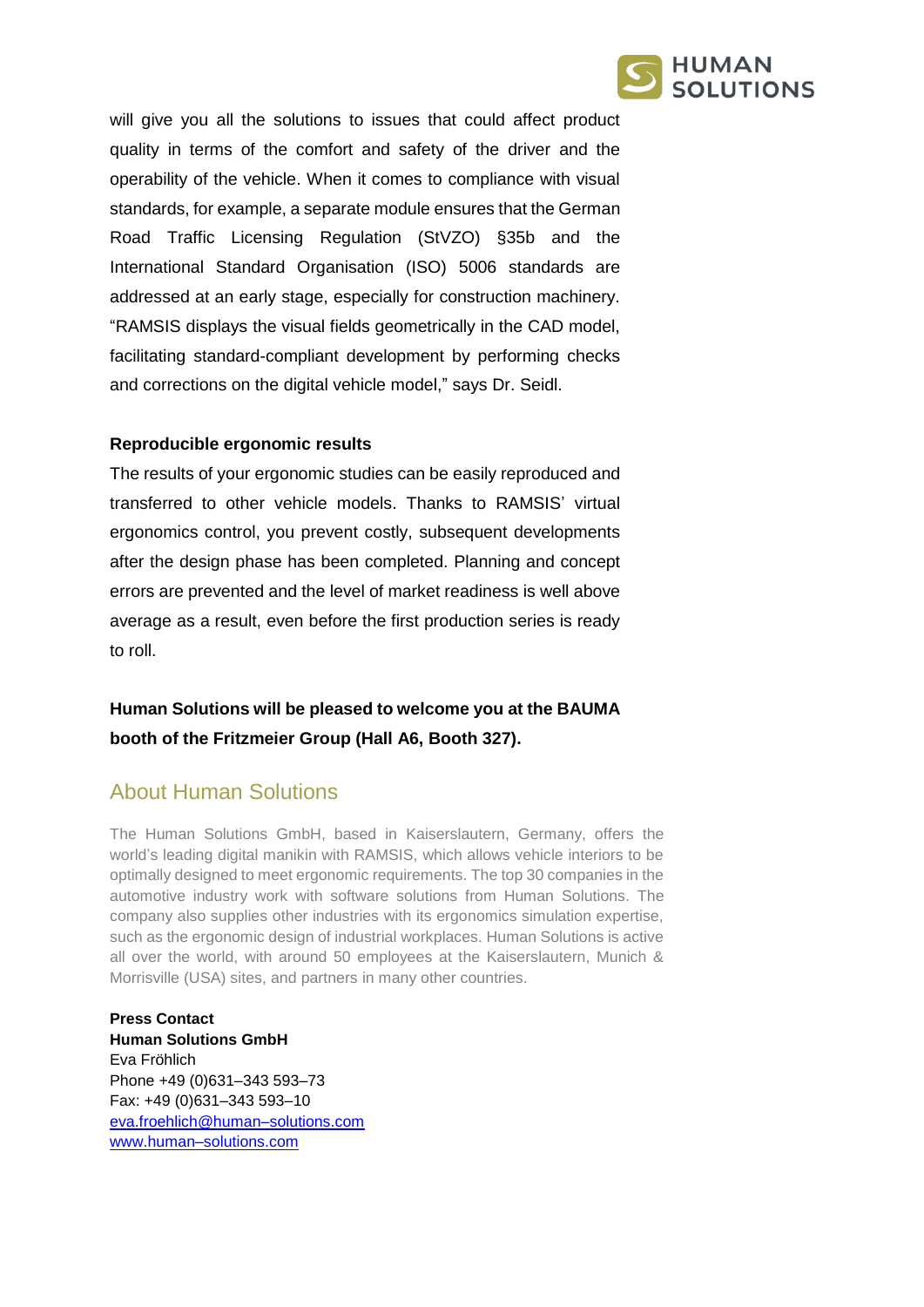will give you all the solutions to issues that could affect product quality in terms of the comfort and safety of the driver and the operability of the vehicle. When it comes to compliance with visual standards, for example, a separate module ensures that the German Road Traffic Licensing Regulation (StVZO) §35b and the International Standard Organisation (ISO) 5006 standards are addressed at an early stage, especially for construction machinery. “RAMSIS displays the visual fields geometrically in the CAD model, facilitating standard-compliant development by performing checks and corrections on the digital vehicle model,” says Dr. Seidl.

**Reproducible ergonomic results**

The results of your ergonomic studies can be easily reproduced and transferred to other vehicle models. Thanks to RAMSIS’ virtual ergonomics control, you prevent costly, subsequent developments after the design phase has been completed. Planning and concept errors are prevented and the level of market readiness is well above average as a result, even before the first production series is ready to roll.

**Human Solutions will be pleased to welcome you at the BAUMA booth of the Fritzmeier Group (Hall A6, Booth 327).**

## About Human Solutions

The Human Solutions GmbH, based in Kaiserslautern, Germany, offers the world’s leading digital manikin with RAMSIS, which allows vehicle interiors to be optimally designed to meet ergonomic requirements. The top 30 companies in the automotive industry work with software solutions from Human Solutions. The company also supplies other industries with its ergonomics simulation expertise, such as the ergonomic design of industrial workplaces. Human Solutions is active all over the world, with around 50 employees at the Kaiserslautern, Munich & Morrisville (USA) sites, and partners in many other countries.

**Press Contact**
**Human Solutions GmbH**
Eva Fröhlich
Phone +49 (0)631–343 593–73
Fax: +49 (0)631–343 593–10
eva.froehlich@human–solutions.com
www.human–solutions.com